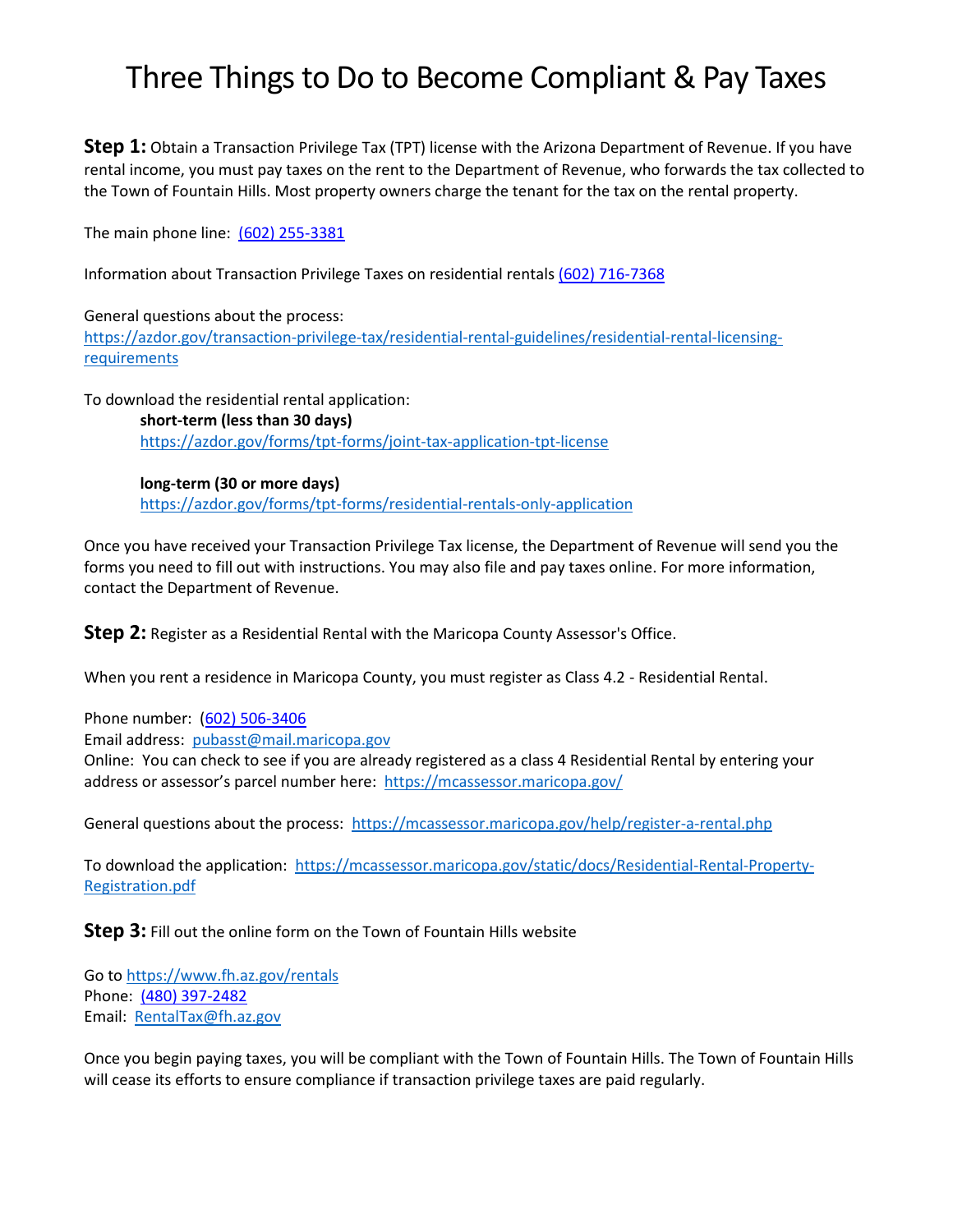# Three Things to Do to Become Compliant & Pay Taxes

**Step 1:** Obtain a Transaction Privilege Tax (TPT) license with the Arizona Department of Revenue. If you have rental income, you must pay taxes on the rent to the Department of Revenue, who forwards the tax collected to the Town of Fountain Hills. Most property owners charge the tenant for the tax on the rental property.

The main phone line: (602) 255-3381

Information about Transaction Privilege Taxes on residential rentals (602) 716-7368

General questions about the process:
https://azdor.gov/transaction-privilege-tax/residential-rental-guidelines/residential-rental-licensing-requirements

To download the residential rental application:

> **short-term (less than 30 days)**
> https://azdor.gov/forms/tpt-forms/joint-tax-application-tpt-license
>
> **long-term (30 or more days)**
> https://azdor.gov/forms/tpt-forms/residential-rentals-only-application

Once you have received your Transaction Privilege Tax license, the Department of Revenue will send you the forms you need to fill out with instructions. You may also file and pay taxes online. For more information, contact the Department of Revenue.

**Step 2:** Register as a Residential Rental with the Maricopa County Assessor's Office.

When you rent a residence in Maricopa County, you must register as Class 4.2 - Residential Rental.

Phone number: (602) 506-3406
Email address: pubasst@mail.maricopa.gov
Online: You can check to see if you are already registered as a class 4 Residential Rental by entering your address or assessor's parcel number here: https://mcassessor.maricopa.gov/

General questions about the process: https://mcassessor.maricopa.gov/help/register-a-rental.php

To download the application: https://mcassessor.maricopa.gov/static/docs/Residential-Rental-Property-Registration.pdf

**Step 3:** Fill out the online form on the Town of Fountain Hills website

Go to https://www.fh.az.gov/rentals
Phone: (480) 397-2482
Email: RentalTax@fh.az.gov

Once you begin paying taxes, you will be compliant with the Town of Fountain Hills. The Town of Fountain Hills will cease its efforts to ensure compliance if transaction privilege taxes are paid regularly.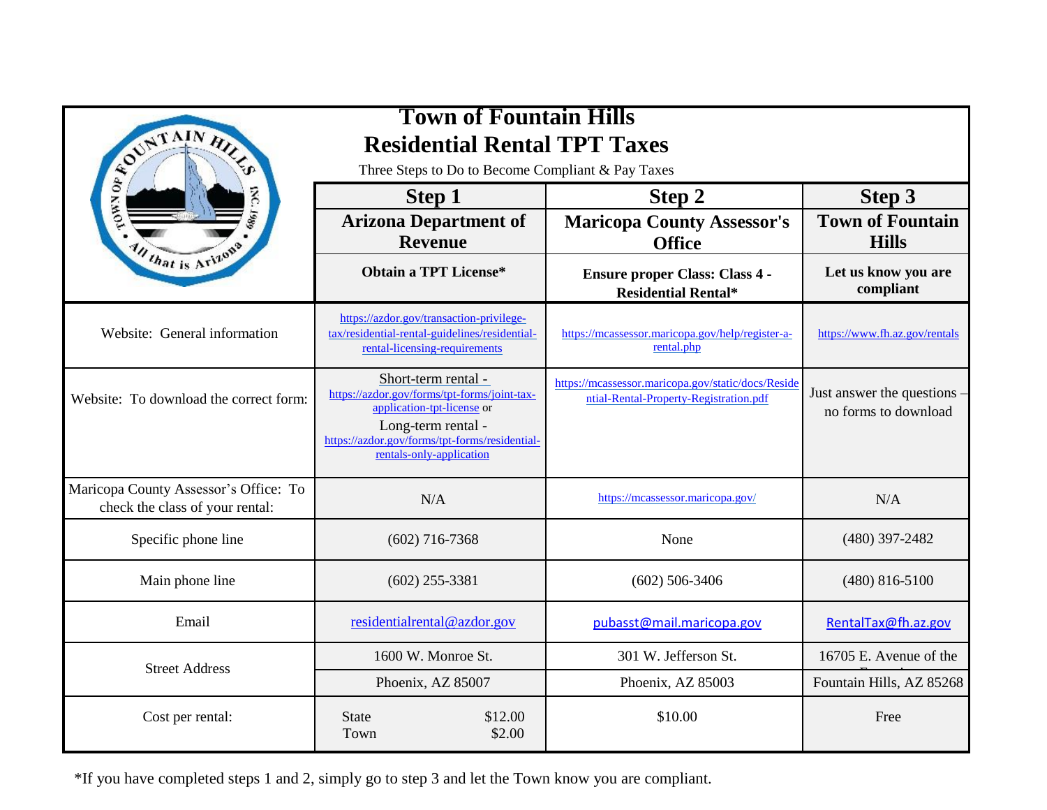# Town of Fountain Hills
## Residential Rental TPT Taxes

Three Steps to Do to Become Compliant & Pay Taxes

| | **Step 1** | **Step 2** | **Step 3** |
|---|---|---|---|
| | **Arizona Department of Revenue** | **Maricopa County Assessor's Office** | **Town of Fountain Hills** |
| | **Obtain a TPT License*** | **Ensure proper Class: Class 4 - Residential Rental*** | **Let us know you are compliant** |
| Website: General information | https://azdor.gov/transaction-privilege-tax/residential-rental-guidelines/residential-rental-licensing-requirements | https://mcassessor.maricopa.gov/help/register-a-rental.php | https://www.fh.az.gov/rentals |
| Website: To download the correct form: | Short-term rental - https://azdor.gov/forms/tpt-forms/joint-tax-application-tpt-license or Long-term rental - https://azdor.gov/forms/tpt-forms/residential-rentals-only-application | https://mcassessor.maricopa.gov/static/docs/Residential-Rental-Property-Registration.pdf | Just answer the questions – no forms to download |
| Maricopa County Assessor's Office: To check the class of your rental: | N/A | https://mcassessor.maricopa.gov/ | N/A |
| Specific phone line | (602) 716-7368 | None | (480) 397-2482 |
| Main phone line | (602) 255-3381 | (602) 506-3406 | (480) 816-5100 |
| Email | residentialrental@azdor.gov | pubasst@mail.maricopa.gov | RentalTax@fh.az.gov |
| Street Address | 1600 W. Monroe St. | 301 W. Jefferson St. | 16705 E. Avenue of the Fountains |
| | Phoenix, AZ 85007 | Phoenix, AZ 85003 | Fountain Hills, AZ 85268 |
| Cost per rental: | State $12.00 Town $2.00 | $10.00 | Free |

*If you have completed steps 1 and 2, simply go to step 3 and let the Town know you are compliant.